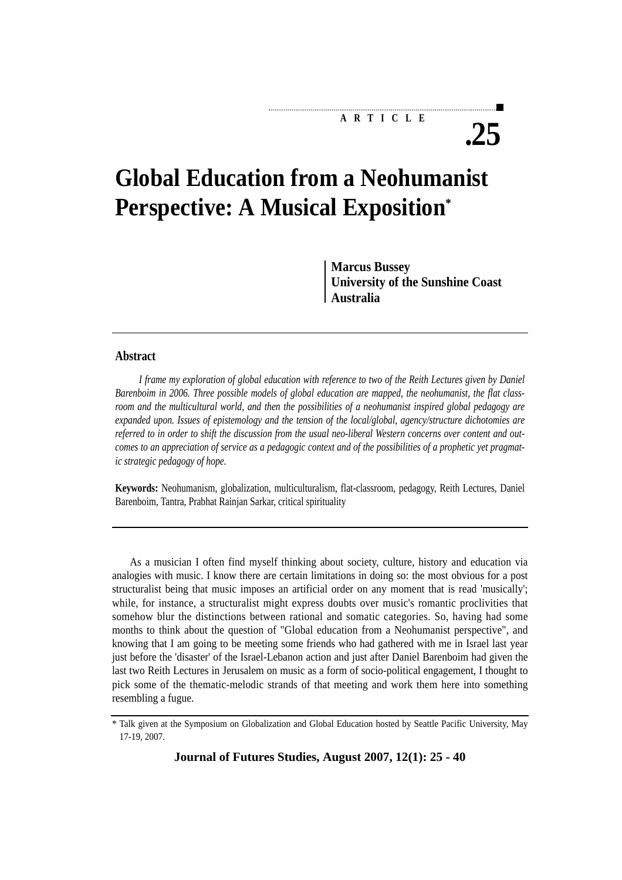ARTICLE

.25

# Global Education from a Neohumanist Perspective: A Musical Exposition*

**Marcus Bussey**
**University of the Sunshine Coast**
**Australia**

## Abstract

*I frame my exploration of global education with reference to two of the Reith Lectures given by Daniel Barenboim in 2006. Three possible models of global education are mapped, the neohumanist, the flat classroom and the multicultural world, and then the possibilities of a neohumanist inspired global pedagogy are expanded upon. Issues of epistemology and the tension of the local/global, agency/structure dichotomies are referred to in order to shift the discussion from the usual neo-liberal Western concerns over content and outcomes to an appreciation of service as a pedagogic context and of the possibilities of a prophetic yet pragmatic strategic pedagogy of hope.*

**Keywords:** Neohumanism, globalization, multiculturalism, flat-classroom, pedagogy, Reith Lectures, Daniel Barenboim, Tantra, Prabhat Rainjan Sarkar, critical spirituality

As a musician I often find myself thinking about society, culture, history and education via analogies with music. I know there are certain limitations in doing so: the most obvious for a post structuralist being that music imposes an artificial order on any moment that is read 'musically'; while, for instance, a structuralist might express doubts over music's romantic proclivities that somehow blur the distinctions between rational and somatic categories. So, having had some months to think about the question of "Global education from a Neohumanist perspective", and knowing that I am going to be meeting some friends who had gathered with me in Israel last year just before the 'disaster' of the Israel-Lebanon action and just after Daniel Barenboim had given the last two Reith Lectures in Jerusalem on music as a form of socio-political engagement, I thought to pick some of the thematic-melodic strands of that meeting and work them here into something resembling a fugue.

* Talk given at the Symposium on Globalization and Global Education hosted by Seattle Pacific University, May 17-19, 2007.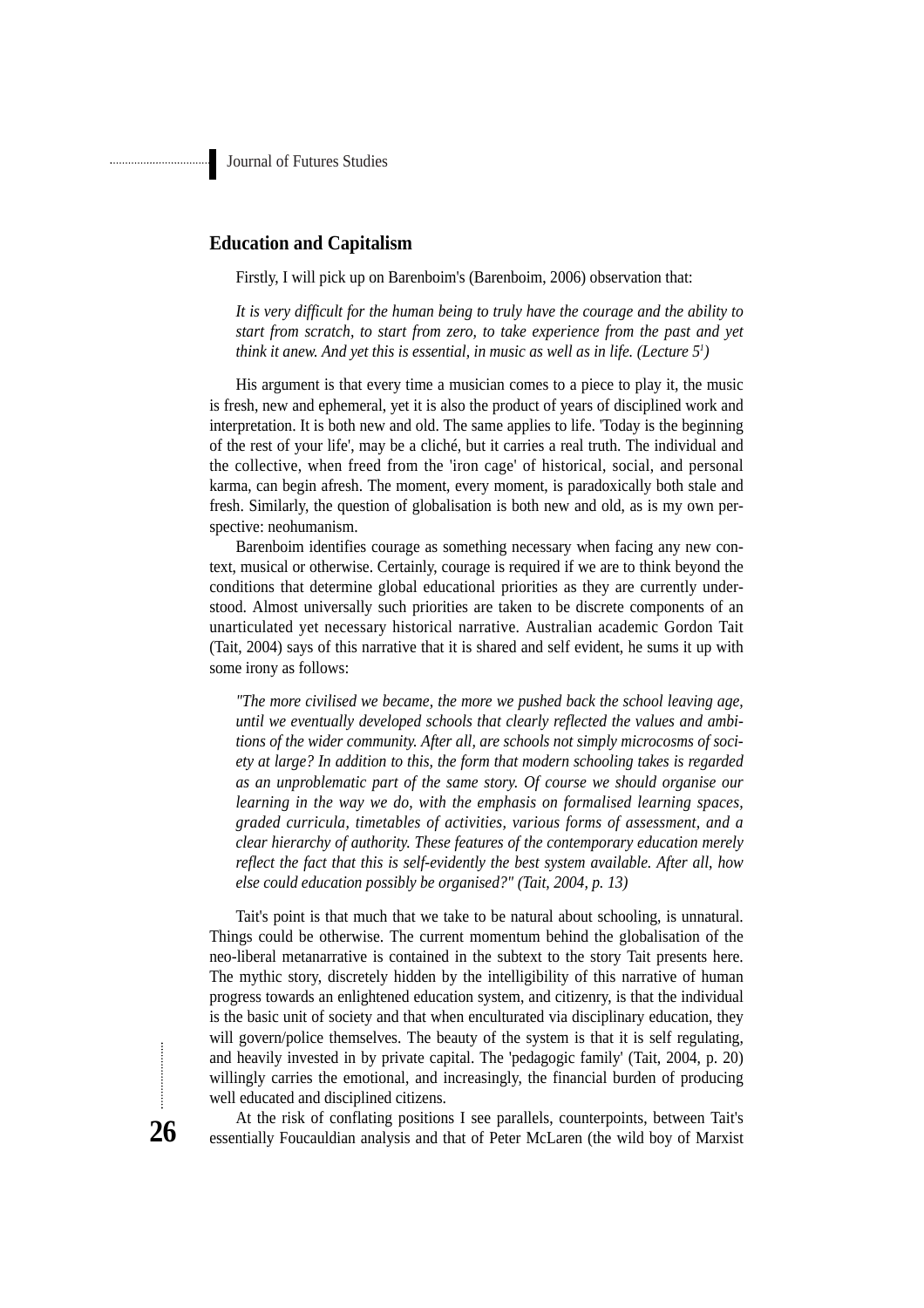## Education and Capitalism

Firstly, I will pick up on Barenboim's (Barenboim, 2006) observation that:

*It is very difficult for the human being to truly have the courage and the ability to start from scratch, to start from zero, to take experience from the past and yet think it anew. And yet this is essential, in music as well as in life. (Lecture 5[1])*

His argument is that every time a musician comes to a piece to play it, the music is fresh, new and ephemeral, yet it is also the product of years of disciplined work and interpretation. It is both new and old. The same applies to life. 'Today is the beginning of the rest of your life', may be a cliché, but it carries a real truth. The individual and the collective, when freed from the 'iron cage' of historical, social, and personal karma, can begin afresh. The moment, every moment, is paradoxically both stale and fresh. Similarly, the question of globalisation is both new and old, as is my own perspective: neohumanism.

Barenboim identifies courage as something necessary when facing any new context, musical or otherwise. Certainly, courage is required if we are to think beyond the conditions that determine global educational priorities as they are currently understood. Almost universally such priorities are taken to be discrete components of an unarticulated yet necessary historical narrative. Australian academic Gordon Tait (Tait, 2004) says of this narrative that it is shared and self evident, he sums it up with some irony as follows:

*"The more civilised we became, the more we pushed back the school leaving age, until we eventually developed schools that clearly reflected the values and ambitions of the wider community. After all, are schools not simply microcosms of society at large? In addition to this, the form that modern schooling takes is regarded as an unproblematic part of the same story. Of course we should organise our learning in the way we do, with the emphasis on formalised learning spaces, graded curricula, timetables of activities, various forms of assessment, and a clear hierarchy of authority. These features of the contemporary education merely reflect the fact that this is self-evidently the best system available. After all, how else could education possibly be organised?" (Tait, 2004, p. 13)*

Tait's point is that much that we take to be natural about schooling, is unnatural. Things could be otherwise. The current momentum behind the globalisation of the neo-liberal metanarrative is contained in the subtext to the story Tait presents here. The mythic story, discretely hidden by the intelligibility of this narrative of human progress towards an enlightened education system, and citizenry, is that the individual is the basic unit of society and that when enculturated via disciplinary education, they will govern/police themselves. The beauty of the system is that it is self regulating, and heavily invested in by private capital. The 'pedagogic family' (Tait, 2004, p. 20) willingly carries the emotional, and increasingly, the financial burden of producing well educated and disciplined citizens.

At the risk of conflating positions I see parallels, counterpoints, between Tait's essentially Foucauldian analysis and that of Peter McLaren (the wild boy of Marxist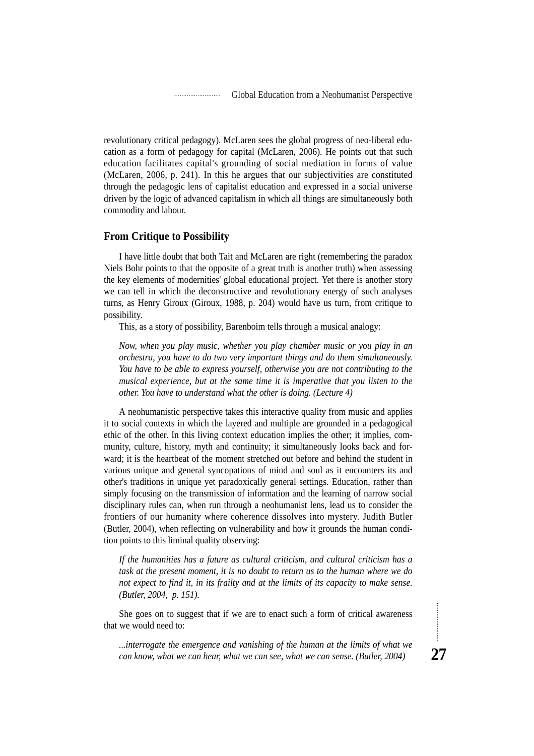revolutionary critical pedagogy). McLaren sees the global progress of neo-liberal education as a form of pedagogy for capital (McLaren, 2006). He points out that such education facilitates capital's grounding of social mediation in forms of value (McLaren, 2006, p. 241). In this he argues that our subjectivities are constituted through the pedagogic lens of capitalist education and expressed in a social universe driven by the logic of advanced capitalism in which all things are simultaneously both commodity and labour.

## From Critique to Possibility

I have little doubt that both Tait and McLaren are right (remembering the paradox Niels Bohr points to that the opposite of a great truth is another truth) when assessing the key elements of modernities' global educational project. Yet there is another story we can tell in which the deconstructive and revolutionary energy of such analyses turns, as Henry Giroux (Giroux, 1988, p. 204) would have us turn, from critique to possibility.

This, as a story of possibility, Barenboim tells through a musical analogy:

> *Now, when you play music, whether you play chamber music or you play in an orchestra, you have to do two very important things and do them simultaneously. You have to be able to express yourself, otherwise you are not contributing to the musical experience, but at the same time it is imperative that you listen to the other. You have to understand what the other is doing. (Lecture 4)*

A neohumanistic perspective takes this interactive quality from music and applies it to social contexts in which the layered and multiple are grounded in a pedagogical ethic of the other. In this living context education implies the other; it implies, community, culture, history, myth and continuity; it simultaneously looks back and forward; it is the heartbeat of the moment stretched out before and behind the student in various unique and general syncopations of mind and soul as it encounters its and other's traditions in unique yet paradoxically general settings. Education, rather than simply focusing on the transmission of information and the learning of narrow social disciplinary rules can, when run through a neohumanist lens, lead us to consider the frontiers of our humanity where coherence dissolves into mystery. Judith Butler (Butler, 2004), when reflecting on vulnerability and how it grounds the human condition points to this liminal quality observing:

> *If the humanities has a future as cultural criticism, and cultural criticism has a task at the present moment, it is no doubt to return us to the human where we do not expect to find it, in its frailty and at the limits of its capacity to make sense. (Butler, 2004, p. 151).*

She goes on to suggest that if we are to enact such a form of critical awareness that we would need to:

> *...interrogate the emergence and vanishing of the human at the limits of what we can know, what we can hear, what we can see, what we can sense. (Butler, 2004)*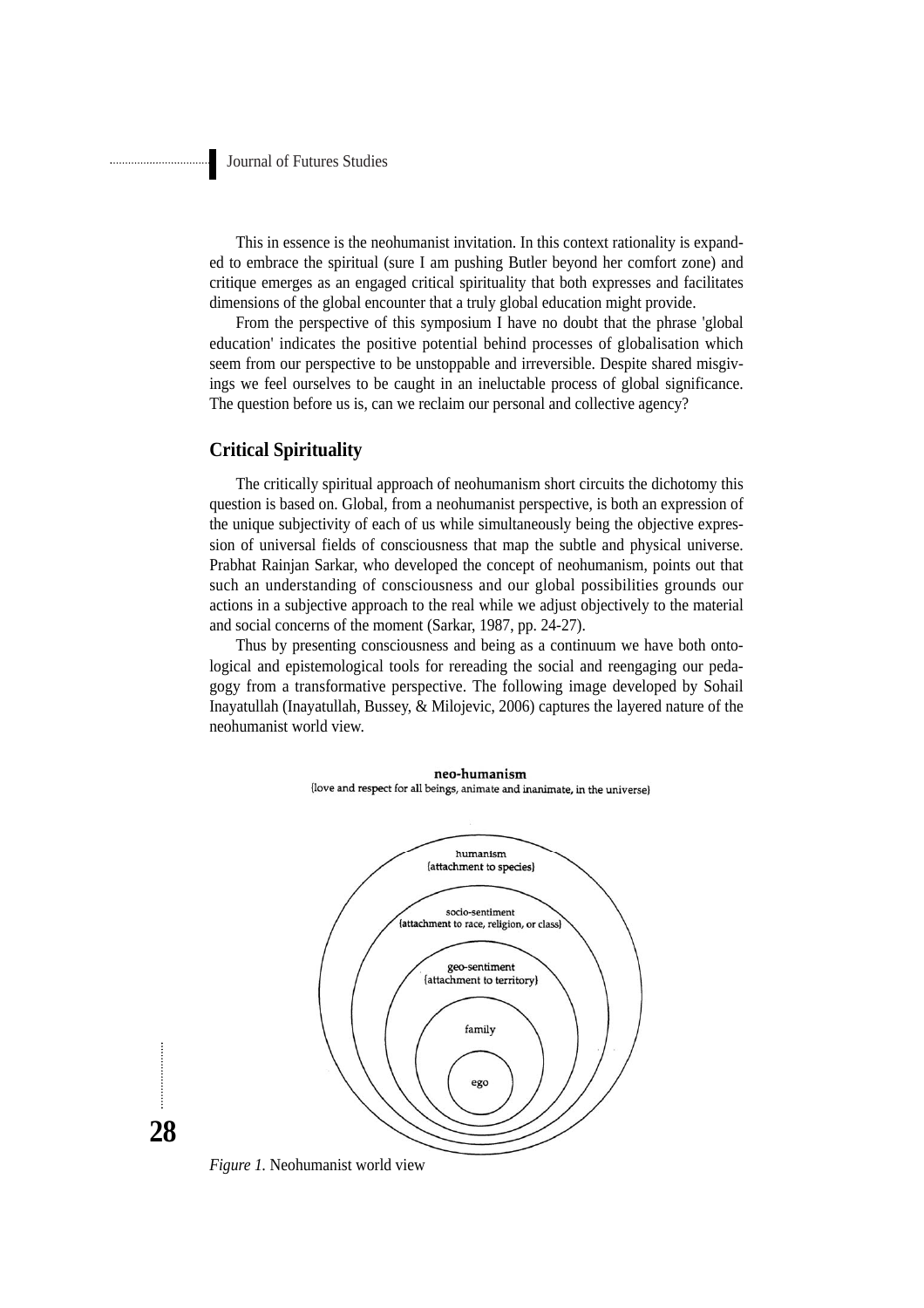This in essence is the neohumanist invitation. In this context rationality is expanded to embrace the spiritual (sure I am pushing Butler beyond her comfort zone) and critique emerges as an engaged critical spirituality that both expresses and facilitates dimensions of the global encounter that a truly global education might provide.

From the perspective of this symposium I have no doubt that the phrase 'global education' indicates the positive potential behind processes of globalisation which seem from our perspective to be unstoppable and irreversible. Despite shared misgivings we feel ourselves to be caught in an ineluctable process of global significance. The question before us is, can we reclaim our personal and collective agency?

## Critical Spirituality

The critically spiritual approach of neohumanism short circuits the dichotomy this question is based on. Global, from a neohumanist perspective, is both an expression of the unique subjectivity of each of us while simultaneously being the objective expression of universal fields of consciousness that map the subtle and physical universe. Prabhat Rainjan Sarkar, who developed the concept of neohumanism, points out that such an understanding of consciousness and our global possibilities grounds our actions in a subjective approach to the real while we adjust objectively to the material and social concerns of the moment (Sarkar, 1987, pp. 24-27).

Thus by presenting consciousness and being as a continuum we have both ontological and epistemological tools for rereading the social and reengaging our pedagogy from a transformative perspective. The following image developed by Sohail Inayatullah (Inayatullah, Bussey, & Milojevic, 2006) captures the layered nature of the neohumanist world view.

neo-humanism
(love and respect for all beings, animate and inanimate, in the universe)

humanism
(attachment to species)

socio-sentiment
(attachment to race, religion, or class)

geo-sentiment
(attachment to territory)

family

ego

*Figure 1.* Neohumanist world view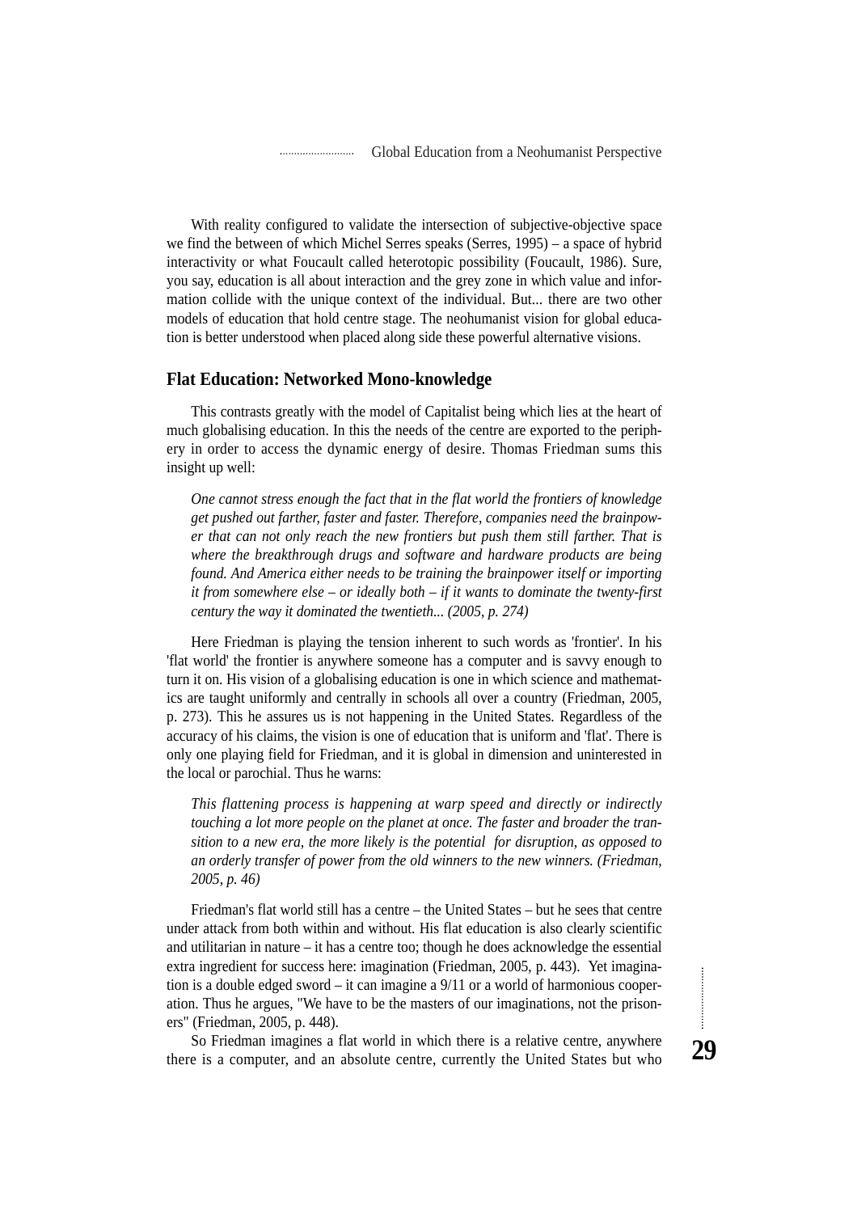With reality configured to validate the intersection of subjective-objective space we find the between of which Michel Serres speaks (Serres, 1995) – a space of hybrid interactivity or what Foucault called heterotopic possibility (Foucault, 1986). Sure, you say, education is all about interaction and the grey zone in which value and information collide with the unique context of the individual. But... there are two other models of education that hold centre stage. The neohumanist vision for global education is better understood when placed along side these powerful alternative visions.

## Flat Education: Networked Mono-knowledge

This contrasts greatly with the model of Capitalist being which lies at the heart of much globalising education. In this the needs of the centre are exported to the periphery in order to access the dynamic energy of desire. Thomas Friedman sums this insight up well:

> *One cannot stress enough the fact that in the flat world the frontiers of knowledge get pushed out farther, faster and faster. Therefore, companies need the brainpower that can not only reach the new frontiers but push them still farther. That is where the breakthrough drugs and software and hardware products are being found. And America either needs to be training the brainpower itself or importing it from somewhere else – or ideally both – if it wants to dominate the twenty-first century the way it dominated the twentieth... (2005, p. 274)*

Here Friedman is playing the tension inherent to such words as 'frontier'. In his 'flat world' the frontier is anywhere someone has a computer and is savvy enough to turn it on. His vision of a globalising education is one in which science and mathematics are taught uniformly and centrally in schools all over a country (Friedman, 2005, p. 273). This he assures us is not happening in the United States. Regardless of the accuracy of his claims, the vision is one of education that is uniform and 'flat'. There is only one playing field for Friedman, and it is global in dimension and uninterested in the local or parochial. Thus he warns:

> *This flattening process is happening at warp speed and directly or indirectly touching a lot more people on the planet at once. The faster and broader the transition to a new era, the more likely is the potential for disruption, as opposed to an orderly transfer of power from the old winners to the new winners. (Friedman, 2005, p. 46)*

Friedman's flat world still has a centre – the United States – but he sees that centre under attack from both within and without. His flat education is also clearly scientific and utilitarian in nature – it has a centre too; though he does acknowledge the essential extra ingredient for success here: imagination (Friedman, 2005, p. 443). Yet imagination is a double edged sword – it can imagine a 9/11 or a world of harmonious cooperation. Thus he argues, "We have to be the masters of our imaginations, not the prisoners" (Friedman, 2005, p. 448).

So Friedman imagines a flat world in which there is a relative centre, anywhere there is a computer, and an absolute centre, currently the United States but who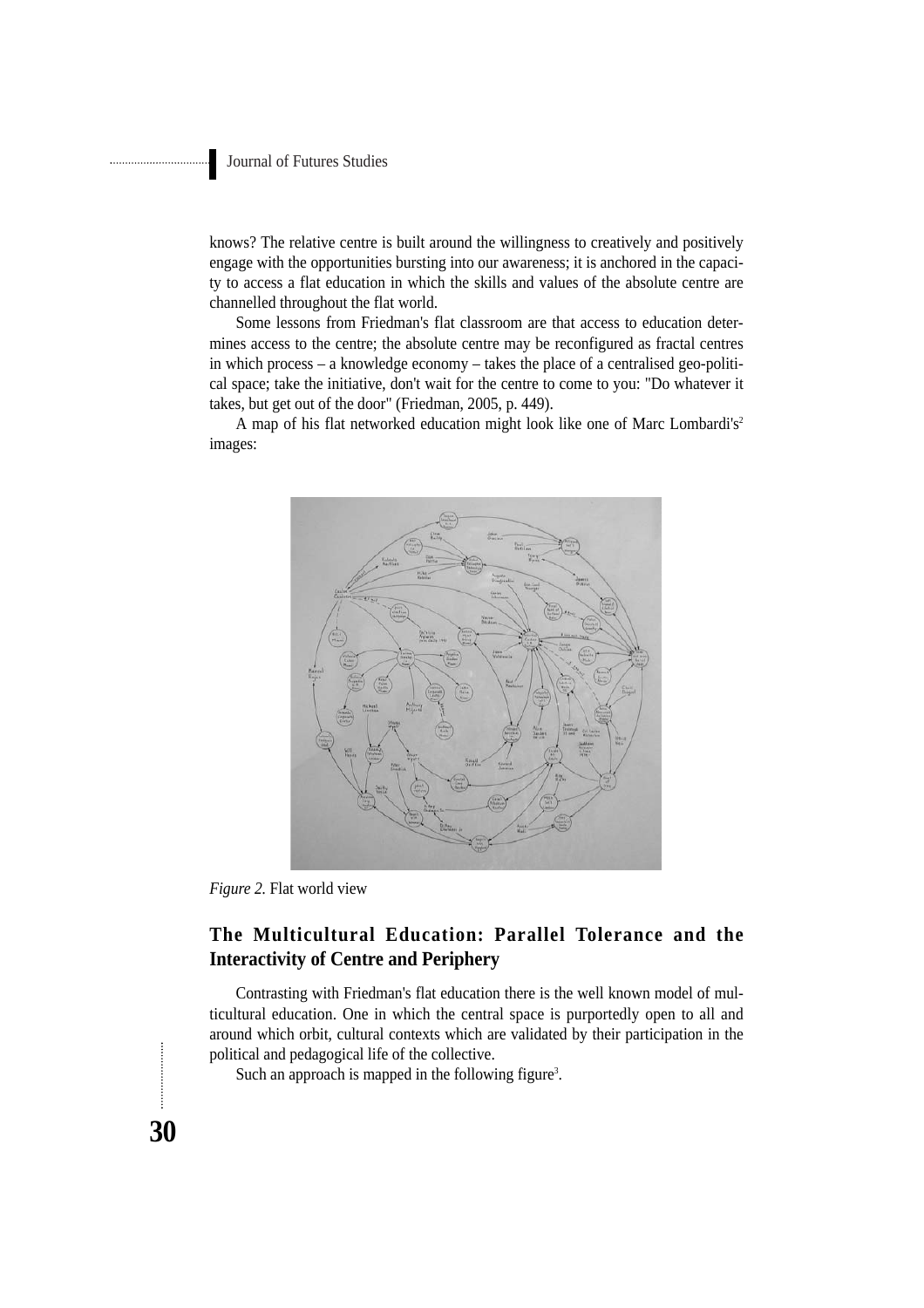knows? The relative centre is built around the willingness to creatively and positively engage with the opportunities bursting into our awareness; it is anchored in the capacity to access a flat education in which the skills and values of the absolute centre are channelled throughout the flat world.

Some lessons from Friedman's flat classroom are that access to education determines access to the centre; the absolute centre may be reconfigured as fractal centres in which process – a knowledge economy – takes the place of a centralised geo-political space; take the initiative, don't wait for the centre to come to you: "Do whatever it takes, but get out of the door" (Friedman, 2005, p. 449).

A map of his flat networked education might look like one of Marc Lombardi's[2] images:

*Figure 2.* Flat world view

## The Multicultural Education: Parallel Tolerance and the Interactivity of Centre and Periphery

Contrasting with Friedman's flat education there is the well known model of multicultural education. One in which the central space is purportedly open to all and around which orbit, cultural contexts which are validated by their participation in the political and pedagogical life of the collective.

Such an approach is mapped in the following figure[3].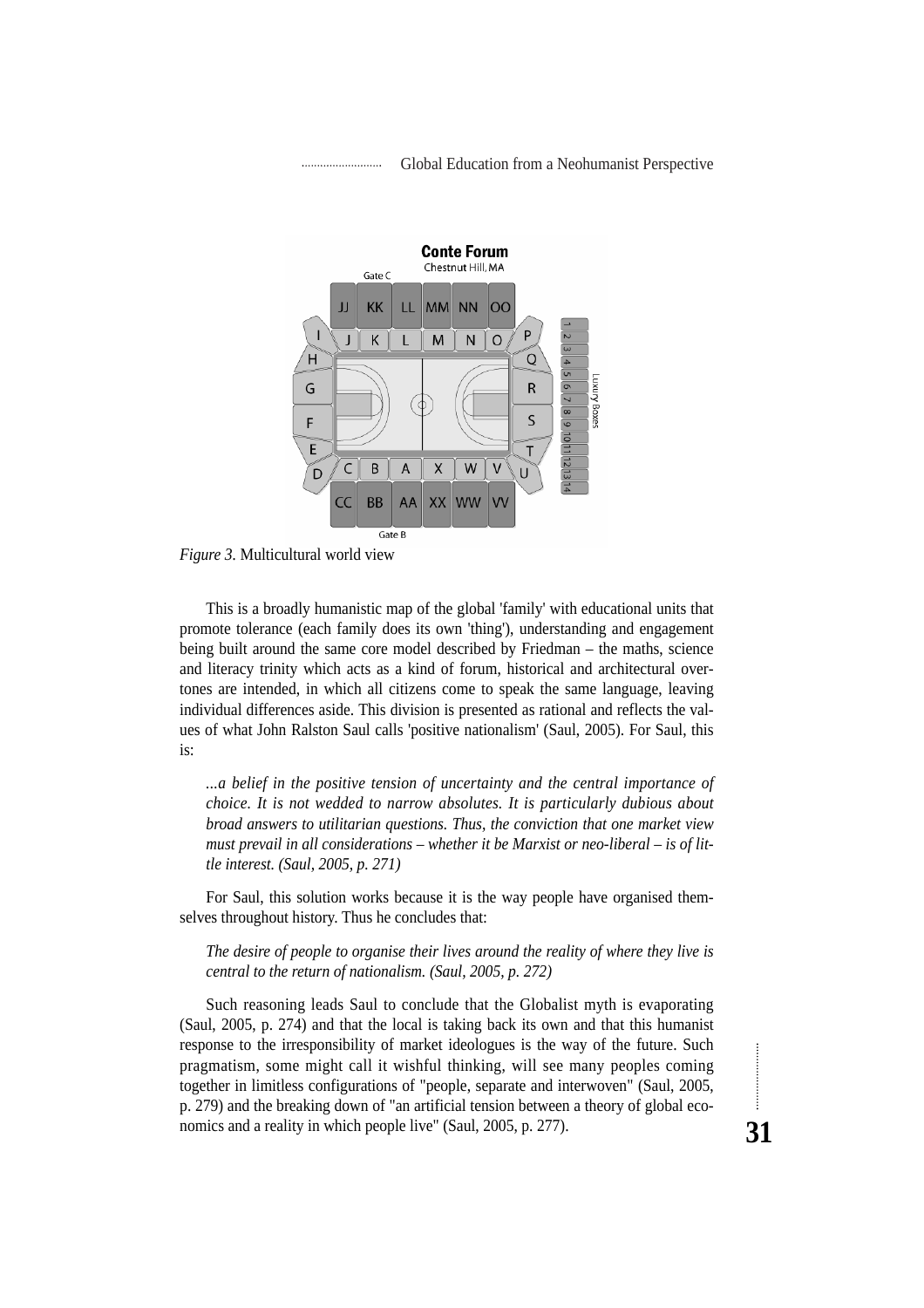Conte Forum

Chestnut Hill, MA

Gate C

JJ KK LL MM NN OO

I J K L M N O P

H Q

G R

F S

E T

D C B A X W V U

CC BB AA XX WW VV

Gate B

1 2 3 4 5 6 7 8 9 10 11 12 13 14

Luxury Boxes

*Figure 3.* Multicultural world view

This is a broadly humanistic map of the global 'family' with educational units that promote tolerance (each family does its own 'thing'), understanding and engagement being built around the same core model described by Friedman – the maths, science and literacy trinity which acts as a kind of forum, historical and architectural overtones are intended, in which all citizens come to speak the same language, leaving individual differences aside. This division is presented as rational and reflects the values of what John Ralston Saul calls 'positive nationalism' (Saul, 2005). For Saul, this is:

> *...a belief in the positive tension of uncertainty and the central importance of choice. It is not wedded to narrow absolutes. It is particularly dubious about broad answers to utilitarian questions. Thus, the conviction that one market view must prevail in all considerations – whether it be Marxist or neo-liberal – is of little interest. (Saul, 2005, p. 271)*

For Saul, this solution works because it is the way people have organised themselves throughout history. Thus he concludes that:

> *The desire of people to organise their lives around the reality of where they live is central to the return of nationalism. (Saul, 2005, p. 272)*

Such reasoning leads Saul to conclude that the Globalist myth is evaporating (Saul, 2005, p. 274) and that the local is taking back its own and that this humanist response to the irresponsibility of market ideologues is the way of the future. Such pragmatism, some might call it wishful thinking, will see many peoples coming together in limitless configurations of "people, separate and interwoven" (Saul, 2005, p. 279) and the breaking down of "an artificial tension between a theory of global economics and a reality in which people live" (Saul, 2005, p. 277).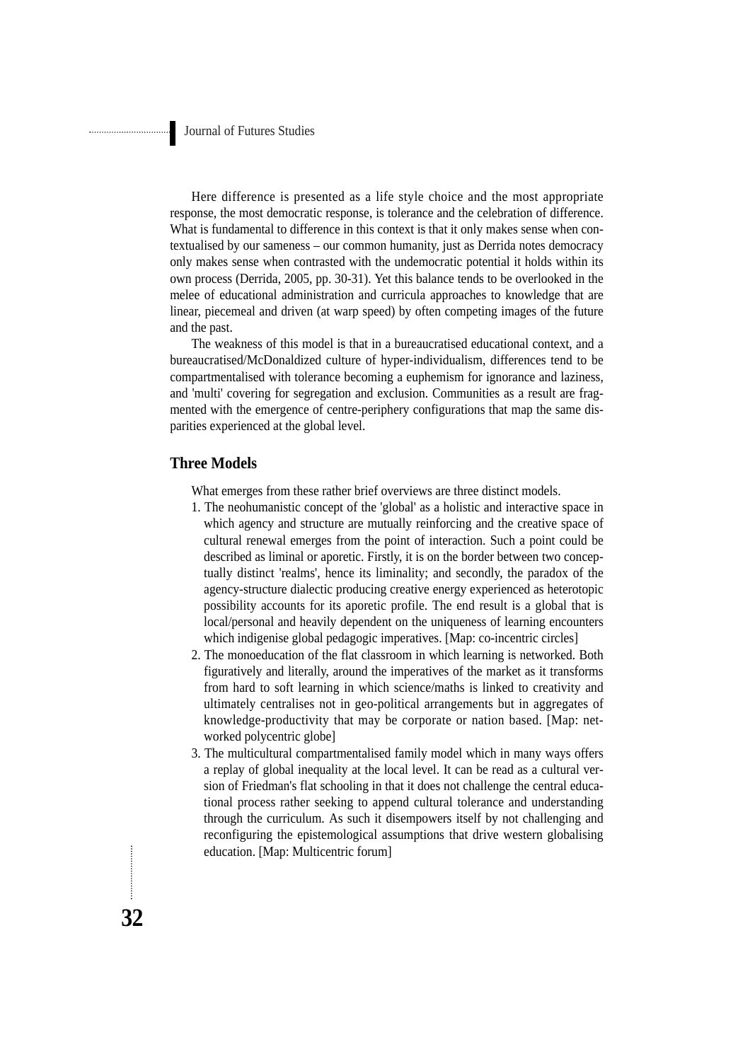Here difference is presented as a life style choice and the most appropriate response, the most democratic response, is tolerance and the celebration of difference. What is fundamental to difference in this context is that it only makes sense when contextualised by our sameness – our common humanity, just as Derrida notes democracy only makes sense when contrasted with the undemocratic potential it holds within its own process (Derrida, 2005, pp. 30-31). Yet this balance tends to be overlooked in the melee of educational administration and curricula approaches to knowledge that are linear, piecemeal and driven (at warp speed) by often competing images of the future and the past.

The weakness of this model is that in a bureaucratised educational context, and a bureaucratised/McDonaldized culture of hyper-individualism, differences tend to be compartmentalised with tolerance becoming a euphemism for ignorance and laziness, and 'multi' covering for segregation and exclusion. Communities as a result are fragmented with the emergence of centre-periphery configurations that map the same disparities experienced at the global level.

## Three Models

What emerges from these rather brief overviews are three distinct models.

1. The neohumanistic concept of the 'global' as a holistic and interactive space in which agency and structure are mutually reinforcing and the creative space of cultural renewal emerges from the point of interaction. Such a point could be described as liminal or aporetic. Firstly, it is on the border between two conceptually distinct 'realms', hence its liminality; and secondly, the paradox of the agency-structure dialectic producing creative energy experienced as heterotopic possibility accounts for its aporetic profile. The end result is a global that is local/personal and heavily dependent on the uniqueness of learning encounters which indigenise global pedagogic imperatives. [Map: co-incentric circles]
2. The monoeducation of the flat classroom in which learning is networked. Both figuratively and literally, around the imperatives of the market as it transforms from hard to soft learning in which science/maths is linked to creativity and ultimately centralises not in geo-political arrangements but in aggregates of knowledge-productivity that may be corporate or nation based. [Map: networked polycentric globe]
3. The multicultural compartmentalised family model which in many ways offers a replay of global inequality at the local level. It can be read as a cultural version of Friedman's flat schooling in that it does not challenge the central educational process rather seeking to append cultural tolerance and understanding through the curriculum. As such it disempowers itself by not challenging and reconfiguring the epistemological assumptions that drive western globalising education. [Map: Multicentric forum]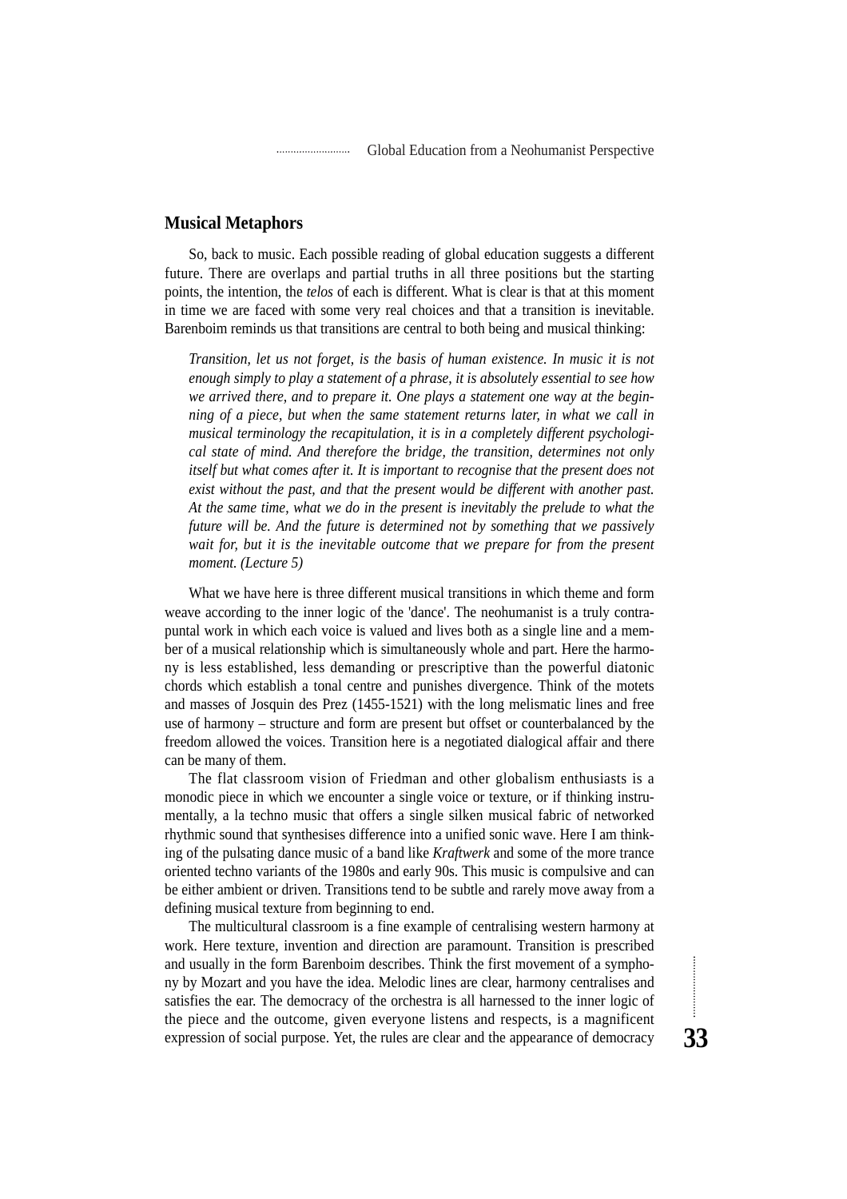## Musical Metaphors

So, back to music. Each possible reading of global education suggests a different future. There are overlaps and partial truths in all three positions but the starting points, the intention, the *telos* of each is different. What is clear is that at this moment in time we are faced with some very real choices and that a transition is inevitable. Barenboim reminds us that transitions are central to both being and musical thinking:

> *Transition, let us not forget, is the basis of human existence. In music it is not enough simply to play a statement of a phrase, it is absolutely essential to see how we arrived there, and to prepare it. One plays a statement one way at the beginning of a piece, but when the same statement returns later, in what we call in musical terminology the recapitulation, it is in a completely different psychological state of mind. And therefore the bridge, the transition, determines not only itself but what comes after it. It is important to recognise that the present does not exist without the past, and that the present would be different with another past. At the same time, what we do in the present is inevitably the prelude to what the future will be. And the future is determined not by something that we passively wait for, but it is the inevitable outcome that we prepare for from the present moment. (Lecture 5)*

What we have here is three different musical transitions in which theme and form weave according to the inner logic of the 'dance'. The neohumanist is a truly contrapuntal work in which each voice is valued and lives both as a single line and a member of a musical relationship which is simultaneously whole and part. Here the harmony is less established, less demanding or prescriptive than the powerful diatonic chords which establish a tonal centre and punishes divergence. Think of the motets and masses of Josquin des Prez (1455-1521) with the long melismatic lines and free use of harmony – structure and form are present but offset or counterbalanced by the freedom allowed the voices. Transition here is a negotiated dialogical affair and there can be many of them.

The flat classroom vision of Friedman and other globalism enthusiasts is a monodic piece in which we encounter a single voice or texture, or if thinking instrumentally, a la techno music that offers a single silken musical fabric of networked rhythmic sound that synthesises difference into a unified sonic wave. Here I am thinking of the pulsating dance music of a band like *Kraftwerk* and some of the more trance oriented techno variants of the 1980s and early 90s. This music is compulsive and can be either ambient or driven. Transitions tend to be subtle and rarely move away from a defining musical texture from beginning to end.

The multicultural classroom is a fine example of centralising western harmony at work. Here texture, invention and direction are paramount. Transition is prescribed and usually in the form Barenboim describes. Think the first movement of a symphony by Mozart and you have the idea. Melodic lines are clear, harmony centralises and satisfies the ear. The democracy of the orchestra is all harnessed to the inner logic of the piece and the outcome, given everyone listens and respects, is a magnificent expression of social purpose. Yet, the rules are clear and the appearance of democracy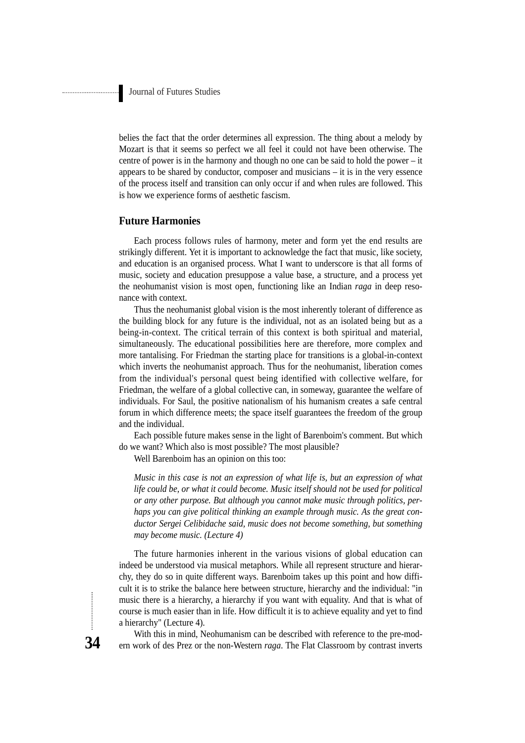belies the fact that the order determines all expression. The thing about a melody by Mozart is that it seems so perfect we all feel it could not have been otherwise. The centre of power is in the harmony and though no one can be said to hold the power – it appears to be shared by conductor, composer and musicians – it is in the very essence of the process itself and transition can only occur if and when rules are followed. This is how we experience forms of aesthetic fascism.

## Future Harmonies

Each process follows rules of harmony, meter and form yet the end results are strikingly different. Yet it is important to acknowledge the fact that music, like society, and education is an organised process. What I want to underscore is that all forms of music, society and education presuppose a value base, a structure, and a process yet the neohumanist vision is most open, functioning like an Indian *raga* in deep resonance with context.

Thus the neohumanist global vision is the most inherently tolerant of difference as the building block for any future is the individual, not as an isolated being but as a being-in-context. The critical terrain of this context is both spiritual and material, simultaneously. The educational possibilities here are therefore, more complex and more tantalising. For Friedman the starting place for transitions is a global-in-context which inverts the neohumanist approach. Thus for the neohumanist, liberation comes from the individual's personal quest being identified with collective welfare, for Friedman, the welfare of a global collective can, in someway, guarantee the welfare of individuals. For Saul, the positive nationalism of his humanism creates a safe central forum in which difference meets; the space itself guarantees the freedom of the group and the individual.

Each possible future makes sense in the light of Barenboim's comment. But which do we want? Which also is most possible? The most plausible?

Well Barenboim has an opinion on this too:

> *Music in this case is not an expression of what life is, but an expression of what life could be, or what it could become. Music itself should not be used for political or any other purpose. But although you cannot make music through politics, perhaps you can give political thinking an example through music. As the great conductor Sergei Celibidache said, music does not become something, but something may become music. (Lecture 4)*

The future harmonies inherent in the various visions of global education can indeed be understood via musical metaphors. While all represent structure and hierarchy, they do so in quite different ways. Barenboim takes up this point and how difficult it is to strike the balance here between structure, hierarchy and the individual: "in music there is a hierarchy, a hierarchy if you want with equality. And that is what of course is much easier than in life. How difficult it is to achieve equality and yet to find a hierarchy" (Lecture 4).

With this in mind, Neohumanism can be described with reference to the pre-modern work of des Prez or the non-Western *raga*. The Flat Classroom by contrast inverts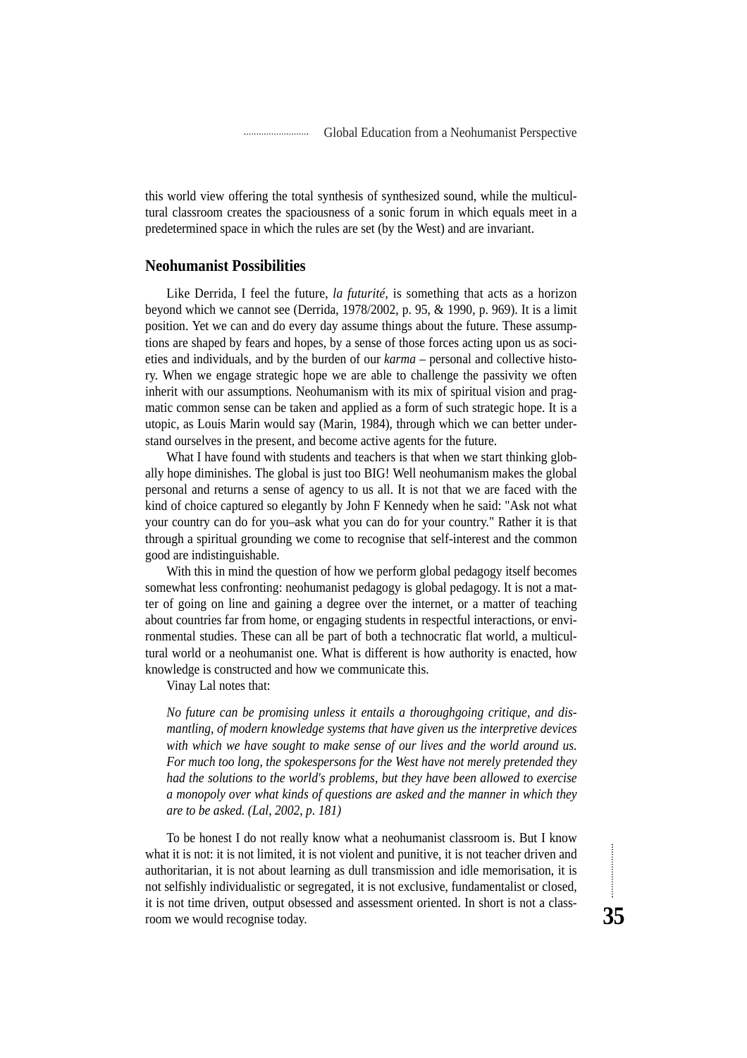this world view offering the total synthesis of synthesized sound, while the multicultural classroom creates the spaciousness of a sonic forum in which equals meet in a predetermined space in which the rules are set (by the West) and are invariant.

## Neohumanist Possibilities

Like Derrida, I feel the future, *la futurité*, is something that acts as a horizon beyond which we cannot see (Derrida, 1978/2002, p. 95, & 1990, p. 969). It is a limit position. Yet we can and do every day assume things about the future. These assumptions are shaped by fears and hopes, by a sense of those forces acting upon us as societies and individuals, and by the burden of our *karma* – personal and collective history. When we engage strategic hope we are able to challenge the passivity we often inherit with our assumptions. Neohumanism with its mix of spiritual vision and pragmatic common sense can be taken and applied as a form of such strategic hope. It is a utopic, as Louis Marin would say (Marin, 1984), through which we can better understand ourselves in the present, and become active agents for the future.

What I have found with students and teachers is that when we start thinking globally hope diminishes. The global is just too BIG! Well neohumanism makes the global personal and returns a sense of agency to us all. It is not that we are faced with the kind of choice captured so elegantly by John F Kennedy when he said: "Ask not what your country can do for you–ask what you can do for your country." Rather it is that through a spiritual grounding we come to recognise that self-interest and the common good are indistinguishable.

With this in mind the question of how we perform global pedagogy itself becomes somewhat less confronting: neohumanist pedagogy is global pedagogy. It is not a matter of going on line and gaining a degree over the internet, or a matter of teaching about countries far from home, or engaging students in respectful interactions, or environmental studies. These can all be part of both a technocratic flat world, a multicultural world or a neohumanist one. What is different is how authority is enacted, how knowledge is constructed and how we communicate this.

Vinay Lal notes that:

> *No future can be promising unless it entails a thoroughgoing critique, and dismantling, of modern knowledge systems that have given us the interpretive devices with which we have sought to make sense of our lives and the world around us. For much too long, the spokespersons for the West have not merely pretended they had the solutions to the world's problems, but they have been allowed to exercise a monopoly over what kinds of questions are asked and the manner in which they are to be asked. (Lal, 2002, p. 181)*

To be honest I do not really know what a neohumanist classroom is. But I know what it is not: it is not limited, it is not violent and punitive, it is not teacher driven and authoritarian, it is not about learning as dull transmission and idle memorisation, it is not selfishly individualistic or segregated, it is not exclusive, fundamentalist or closed, it is not time driven, output obsessed and assessment oriented. In short is not a classroom we would recognise today.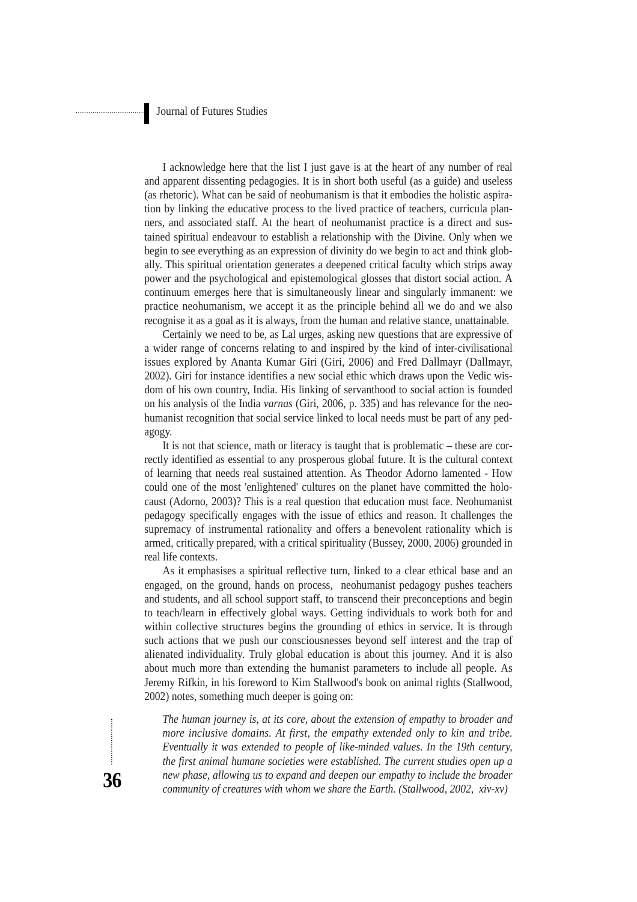I acknowledge here that the list I just gave is at the heart of any number of real and apparent dissenting pedagogies. It is in short both useful (as a guide) and useless (as rhetoric). What can be said of neohumanism is that it embodies the holistic aspiration by linking the educative process to the lived practice of teachers, curricula planners, and associated staff. At the heart of neohumanist practice is a direct and sustained spiritual endeavour to establish a relationship with the Divine. Only when we begin to see everything as an expression of divinity do we begin to act and think globally. This spiritual orientation generates a deepened critical faculty which strips away power and the psychological and epistemological glosses that distort social action. A continuum emerges here that is simultaneously linear and singularly immanent: we practice neohumanism, we accept it as the principle behind all we do and we also recognise it as a goal as it is always, from the human and relative stance, unattainable.

Certainly we need to be, as Lal urges, asking new questions that are expressive of a wider range of concerns relating to and inspired by the kind of inter-civilisational issues explored by Ananta Kumar Giri (Giri, 2006) and Fred Dallmayr (Dallmayr, 2002). Giri for instance identifies a new social ethic which draws upon the Vedic wisdom of his own country, India. His linking of servanthood to social action is founded on his analysis of the India *varnas* (Giri, 2006, p. 335) and has relevance for the neohumanist recognition that social service linked to local needs must be part of any pedagogy.

It is not that science, math or literacy is taught that is problematic – these are correctly identified as essential to any prosperous global future. It is the cultural context of learning that needs real sustained attention. As Theodor Adorno lamented - How could one of the most 'enlightened' cultures on the planet have committed the holocaust (Adorno, 2003)? This is a real question that education must face. Neohumanist pedagogy specifically engages with the issue of ethics and reason. It challenges the supremacy of instrumental rationality and offers a benevolent rationality which is armed, critically prepared, with a critical spirituality (Bussey, 2000, 2006) grounded in real life contexts.

As it emphasises a spiritual reflective turn, linked to a clear ethical base and an engaged, on the ground, hands on process, neohumanist pedagogy pushes teachers and students, and all school support staff, to transcend their preconceptions and begin to teach/learn in effectively global ways. Getting individuals to work both for and within collective structures begins the grounding of ethics in service. It is through such actions that we push our consciousnesses beyond self interest and the trap of alienated individuality. Truly global education is about this journey. And it is also about much more than extending the humanist parameters to include all people. As Jeremy Rifkin, in his foreword to Kim Stallwood's book on animal rights (Stallwood, 2002) notes, something much deeper is going on:

> *The human journey is, at its core, about the extension of empathy to broader and more inclusive domains. At first, the empathy extended only to kin and tribe. Eventually it was extended to people of like-minded values. In the 19th century, the first animal humane societies were established. The current studies open up a new phase, allowing us to expand and deepen our empathy to include the broader community of creatures with whom we share the Earth. (Stallwood, 2002, xiv-xv)*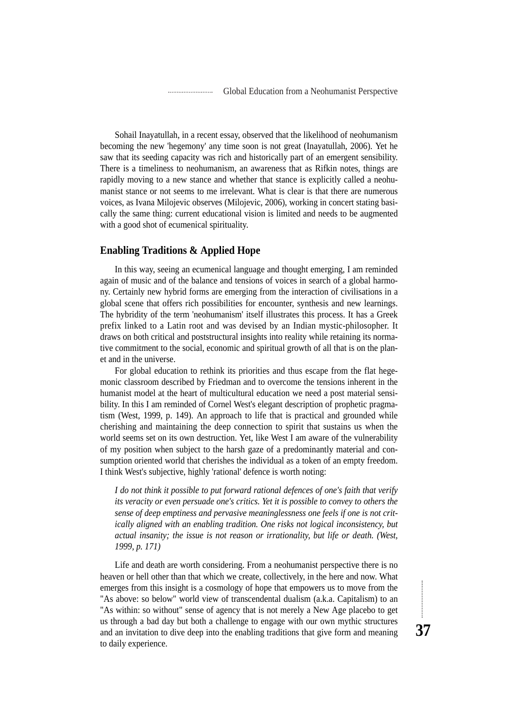Sohail Inayatullah, in a recent essay, observed that the likelihood of neohumanism becoming the new 'hegemony' any time soon is not great (Inayatullah, 2006). Yet he saw that its seeding capacity was rich and historically part of an emergent sensibility. There is a timeliness to neohumanism, an awareness that as Rifkin notes, things are rapidly moving to a new stance and whether that stance is explicitly called a neohumanist stance or not seems to me irrelevant. What is clear is that there are numerous voices, as Ivana Milojevic observes (Milojevic, 2006), working in concert stating basically the same thing: current educational vision is limited and needs to be augmented with a good shot of ecumenical spirituality.

## Enabling Traditions & Applied Hope

In this way, seeing an ecumenical language and thought emerging, I am reminded again of music and of the balance and tensions of voices in search of a global harmony. Certainly new hybrid forms are emerging from the interaction of civilisations in a global scene that offers rich possibilities for encounter, synthesis and new learnings. The hybridity of the term 'neohumanism' itself illustrates this process. It has a Greek prefix linked to a Latin root and was devised by an Indian mystic-philosopher. It draws on both critical and poststructural insights into reality while retaining its normative commitment to the social, economic and spiritual growth of all that is on the planet and in the universe.

For global education to rethink its priorities and thus escape from the flat hegemonic classroom described by Friedman and to overcome the tensions inherent in the humanist model at the heart of multicultural education we need a post material sensibility. In this I am reminded of Cornel West's elegant description of prophetic pragmatism (West, 1999, p. 149). An approach to life that is practical and grounded while cherishing and maintaining the deep connection to spirit that sustains us when the world seems set on its own destruction. Yet, like West I am aware of the vulnerability of my position when subject to the harsh gaze of a predominantly material and consumption oriented world that cherishes the individual as a token of an empty freedom. I think West's subjective, highly 'rational' defence is worth noting:

> *I do not think it possible to put forward rational defences of one's faith that verify its veracity or even persuade one's critics. Yet it is possible to convey to others the sense of deep emptiness and pervasive meaninglessness one feels if one is not critically aligned with an enabling tradition. One risks not logical inconsistency, but actual insanity; the issue is not reason or irrationality, but life or death. (West, 1999, p. 171)*

Life and death are worth considering. From a neohumanist perspective there is no heaven or hell other than that which we create, collectively, in the here and now. What emerges from this insight is a cosmology of hope that empowers us to move from the "As above: so below" world view of transcendental dualism (a.k.a. Capitalism) to an "As within: so without" sense of agency that is not merely a New Age placebo to get us through a bad day but both a challenge to engage with our own mythic structures and an invitation to dive deep into the enabling traditions that give form and meaning to daily experience.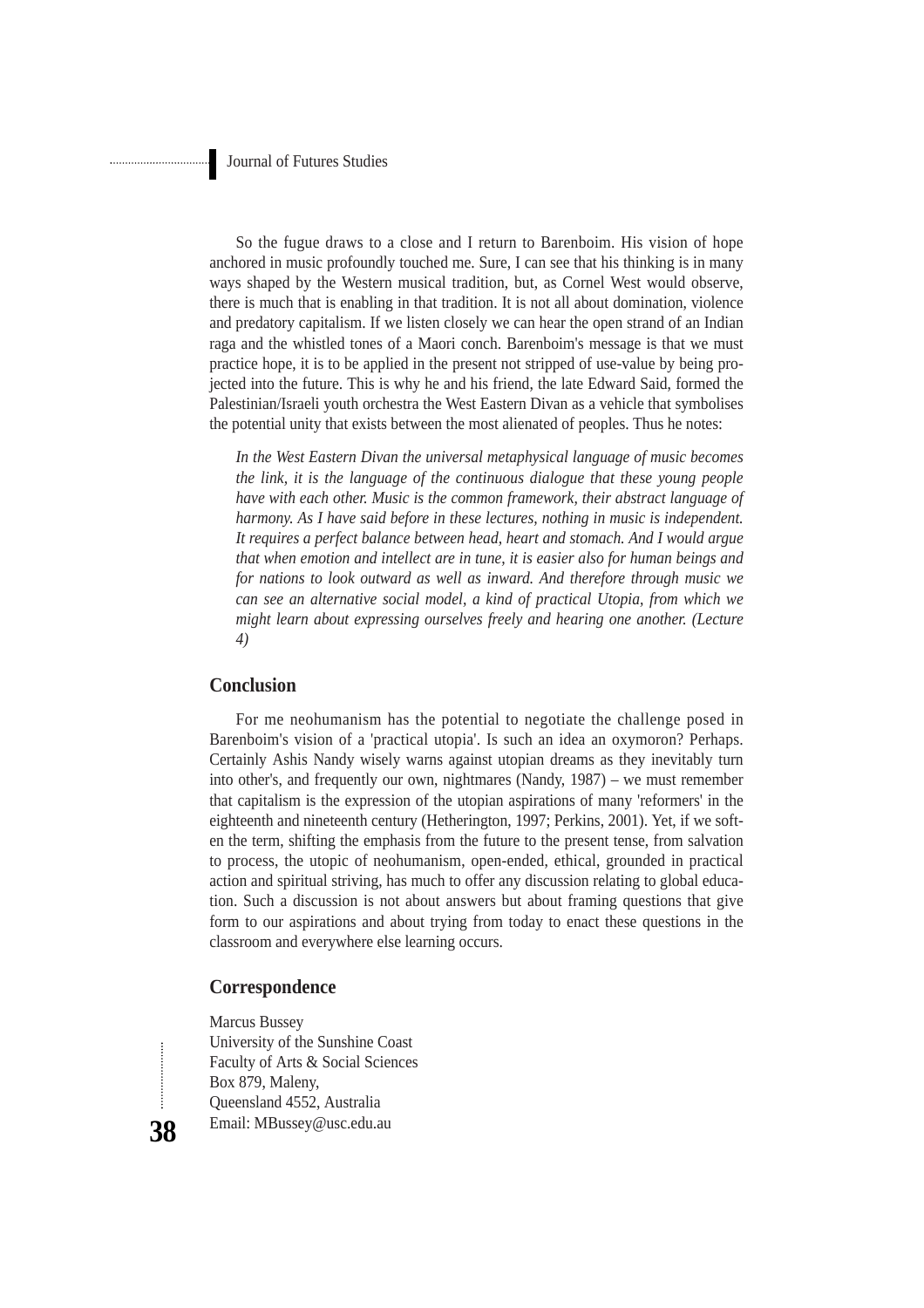So the fugue draws to a close and I return to Barenboim. His vision of hope anchored in music profoundly touched me. Sure, I can see that his thinking is in many ways shaped by the Western musical tradition, but, as Cornel West would observe, there is much that is enabling in that tradition. It is not all about domination, violence and predatory capitalism. If we listen closely we can hear the open strand of an Indian raga and the whistled tones of a Maori conch. Barenboim's message is that we must practice hope, it is to be applied in the present not stripped of use-value by being projected into the future. This is why he and his friend, the late Edward Said, formed the Palestinian/Israeli youth orchestra the West Eastern Divan as a vehicle that symbolises the potential unity that exists between the most alienated of peoples. Thus he notes:

> *In the West Eastern Divan the universal metaphysical language of music becomes the link, it is the language of the continuous dialogue that these young people have with each other. Music is the common framework, their abstract language of harmony. As I have said before in these lectures, nothing in music is independent. It requires a perfect balance between head, heart and stomach. And I would argue that when emotion and intellect are in tune, it is easier also for human beings and for nations to look outward as well as inward. And therefore through music we can see an alternative social model, a kind of practical Utopia, from which we might learn about expressing ourselves freely and hearing one another. (Lecture 4)*

## Conclusion

For me neohumanism has the potential to negotiate the challenge posed in Barenboim's vision of a 'practical utopia'. Is such an idea an oxymoron? Perhaps. Certainly Ashis Nandy wisely warns against utopian dreams as they inevitably turn into other's, and frequently our own, nightmares (Nandy, 1987) – we must remember that capitalism is the expression of the utopian aspirations of many 'reformers' in the eighteenth and nineteenth century (Hetherington, 1997; Perkins, 2001). Yet, if we soften the term, shifting the emphasis from the future to the present tense, from salvation to process, the utopic of neohumanism, open-ended, ethical, grounded in practical action and spiritual striving, has much to offer any discussion relating to global education. Such a discussion is not about answers but about framing questions that give form to our aspirations and about trying from today to enact these questions in the classroom and everywhere else learning occurs.

## Correspondence

Marcus Bussey
University of the Sunshine Coast
Faculty of Arts & Social Sciences
Box 879, Maleny,
Queensland 4552, Australia
Email: MBussey@usc.edu.au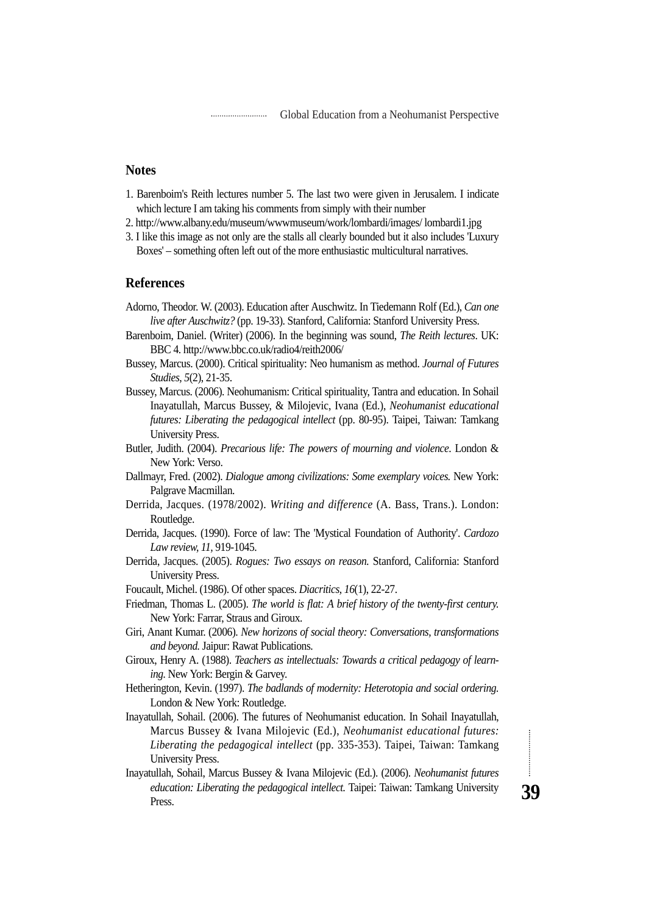## Notes

1. Barenboim's Reith lectures number 5. The last two were given in Jerusalem. I indicate which lecture I am taking his comments from simply with their number
2. http://www.albany.edu/museum/wwwmuseum/work/lombardi/images/ lombardi1.jpg
3. I like this image as not only are the stalls all clearly bounded but it also includes 'Luxury Boxes' – something often left out of the more enthusiastic multicultural narratives.

## References

Adorno, Theodor. W. (2003). Education after Auschwitz. In Tiedemann Rolf (Ed.), *Can one live after Auschwitz?* (pp. 19-33). Stanford, California: Stanford University Press.

Barenboim, Daniel. (Writer) (2006). In the beginning was sound, *The Reith lectures*. UK: BBC 4. http://www.bbc.co.uk/radio4/reith2006/

Bussey, Marcus. (2000). Critical spirituality: Neo humanism as method. *Journal of Futures Studies, 5*(2), 21-35.

Bussey, Marcus. (2006). Neohumanism: Critical spirituality, Tantra and education. In Sohail Inayatullah, Marcus Bussey, & Milojevic, Ivana (Ed.), *Neohumanist educational futures: Liberating the pedagogical intellect* (pp. 80-95). Taipei, Taiwan: Tamkang University Press.

Butler, Judith. (2004). *Precarious life: The powers of mourning and violence*. London & New York: Verso.

Dallmayr, Fred. (2002). *Dialogue among civilizations: Some exemplary voices.* New York: Palgrave Macmillan.

Derrida, Jacques. (1978/2002). *Writing and difference* (A. Bass, Trans.). London: Routledge.

Derrida, Jacques. (1990). Force of law: The 'Mystical Foundation of Authority'. *Cardozo Law review, 11*, 919-1045.

Derrida, Jacques. (2005). *Rogues: Two essays on reason.* Stanford, California: Stanford University Press.

Foucault, Michel. (1986). Of other spaces. *Diacritics, 16*(1), 22-27.

Friedman, Thomas L. (2005). *The world is flat: A brief history of the twenty-first century.* New York: Farrar, Straus and Giroux.

Giri, Anant Kumar. (2006). *New horizons of social theory: Conversations, transformations and beyond.* Jaipur: Rawat Publications.

Giroux, Henry A. (1988). *Teachers as intellectuals: Towards a critical pedagogy of learning.* New York: Bergin & Garvey.

Hetherington, Kevin. (1997). *The badlands of modernity: Heterotopia and social ordering.* London & New York: Routledge.

Inayatullah, Sohail. (2006). The futures of Neohumanist education. In Sohail Inayatullah, Marcus Bussey & Ivana Milojevic (Ed.), *Neohumanist educational futures: Liberating the pedagogical intellect* (pp. 335-353). Taipei, Taiwan: Tamkang University Press.

Inayatullah, Sohail, Marcus Bussey & Ivana Milojevic (Ed.). (2006). *Neohumanist futures education: Liberating the pedagogical intellect.* Taipei: Taiwan: Tamkang University Press.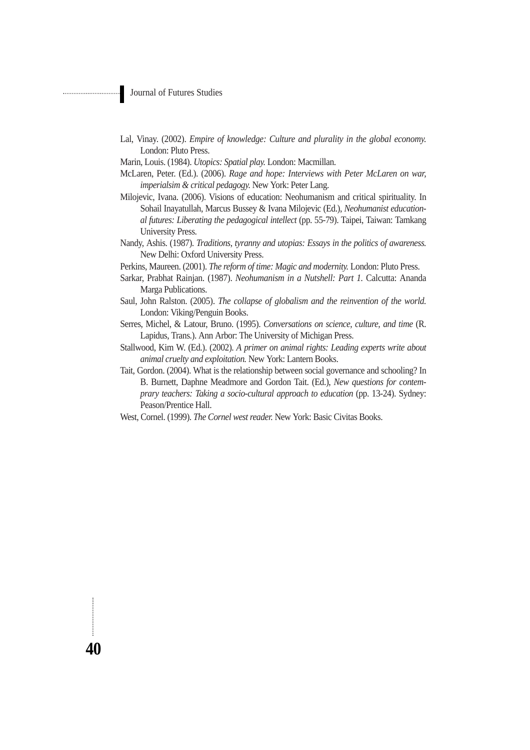Lal, Vinay. (2002). *Empire of knowledge: Culture and plurality in the global economy.* London: Pluto Press.

Marin, Louis. (1984). *Utopics: Spatial play.* London: Macmillan.

McLaren, Peter. (Ed.). (2006). *Rage and hope: Interviews with Peter McLaren on war, imperialsim & critical pedagogy.* New York: Peter Lang.

Milojevic, Ivana. (2006). Visions of education: Neohumanism and critical spirituality. In Sohail Inayatullah, Marcus Bussey & Ivana Milojevic (Ed.), *Neohumanist educational futures: Liberating the pedagogical intellect* (pp. 55-79). Taipei, Taiwan: Tamkang University Press.

Nandy, Ashis. (1987). *Traditions, tyranny and utopias: Essays in the politics of awareness.* New Delhi: Oxford University Press.

Perkins, Maureen. (2001). *The reform of time: Magic and modernity.* London: Pluto Press.

Sarkar, Prabhat Rainjan. (1987). *Neohumanism in a Nutshell: Part 1.* Calcutta: Ananda Marga Publications.

Saul, John Ralston. (2005). *The collapse of globalism and the reinvention of the world.* London: Viking/Penguin Books.

Serres, Michel, & Latour, Bruno. (1995). *Conversations on science, culture, and time* (R. Lapidus, Trans.). Ann Arbor: The University of Michigan Press.

Stallwood, Kim W. (Ed.). (2002). *A primer on animal rights: Leading experts write about animal cruelty and exploitation.* New York: Lantern Books.

Tait, Gordon. (2004). What is the relationship between social governance and schooling? In B. Burnett, Daphne Meadmore and Gordon Tait. (Ed.), *New questions for contemprary teachers: Taking a socio-cultural approach to education* (pp. 13-24). Sydney: Peason/Prentice Hall.

West, Cornel. (1999). *The Cornel west reader.* New York: Basic Civitas Books.